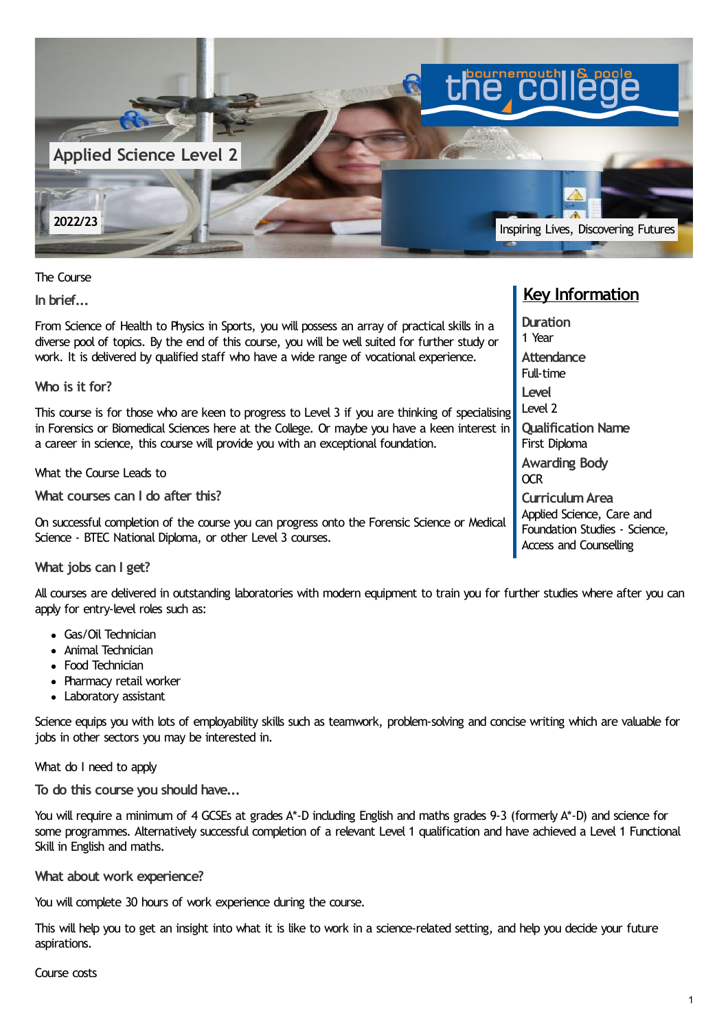# Applied Science Level 2

2022/23

the college bournemouth & poole

Inspiring Lives, Discovering Futures

## Key Information

**Duration**
1 Year

**Attendance**
Full-time

**Level**
Level 2

**Qualification Name**
First Diploma

**Awarding Body**
OCR

**Curriculum Area**
Applied Science, Care and Foundation Studies - Science, Access and Counselling

## The Course

### In brief...

From Science of Health to Physics in Sports, you will possess an array of practical skills in a diverse pool of topics. By the end of this course, you will be well suited for further study or work. It is delivered by qualified staff who have a wide range of vocational experience.

### Who is it for?

This course is for those who are keen to progress to Level 3 if you are thinking of specialising in Forensics or Biomedical Sciences here at the College. Or maybe you have a keen interest in a career in science, this course will provide you with an exceptional foundation.

## What the Course Leads to

### What courses can I do after this?

On successful completion of the course you can progress onto the Forensic Science or Medical Science - BTEC National Diploma, or other Level 3 courses.

### What jobs can I get?

All courses are delivered in outstanding laboratories with modern equipment to train you for further studies where after you can apply for entry-level roles such as:

- Gas/Oil Technician
- Animal Technician
- Food Technician
- Pharmacy retail worker
- Laboratory assistant

Science equips you with lots of employability skills such as teamwork, problem-solving and concise writing which are valuable for jobs in other sectors you may be interested in.

## What do I need to apply

### To do this course you should have...

You will require a minimum of 4 GCSEs at grades A*-D including English and maths grades 9-3 (formerly A*-D) and science for some programmes. Alternatively successful completion of a relevant Level 1 qualification and have achieved a Level 1 Functional Skill in English and maths.

### What about work experience?

You will complete 30 hours of work experience during the course.

This will help you to get an insight into what it is like to work in a science-related setting, and help you decide your future aspirations.

## Course costs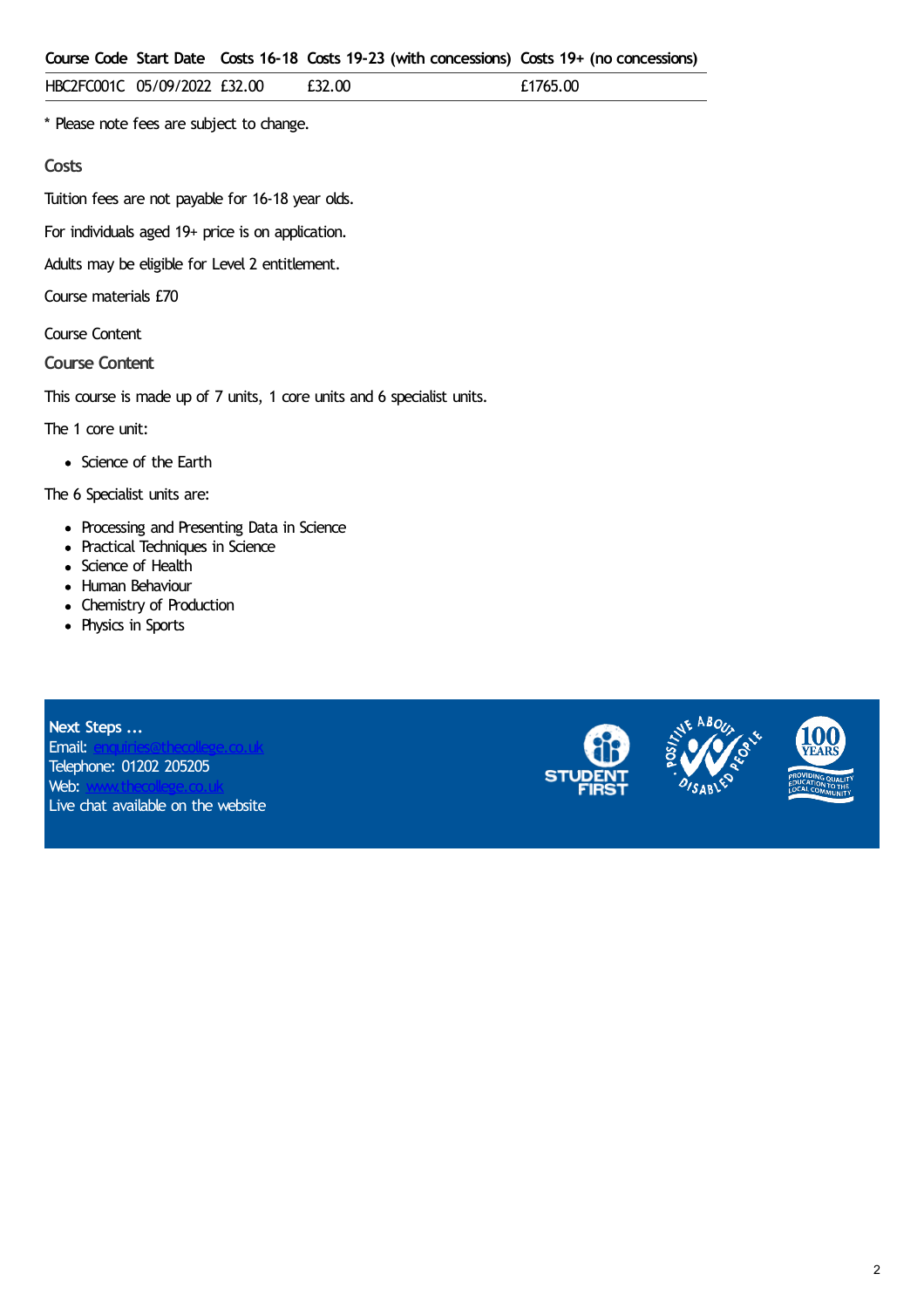| Course Code | Start Date | Costs 16-18 | Costs 19-23 (with concessions) | Costs 19+ (no concessions) |
|---|---|---|---|---|
| HBC2FC001C | 05/09/2022 | £32.00 | £32.00 | £1765.00 |

* Please note fees are subject to change.

## Costs

Tuition fees are not payable for 16-18 year olds.

For individuals aged 19+ price is on application.

Adults may be eligible for Level 2 entitlement.

Course materials £70

Course Content

## Course Content

This course is made up of 7 units, 1 core units and 6 specialist units.

The 1 core unit:

- Science of the Earth

The 6 Specialist units are:

- Processing and Presenting Data in Science
- Practical Techniques in Science
- Science of Health
- Human Behaviour
- Chemistry of Production
- Physics in Sports

**Next Steps ...**
Email: enquiries@thecollege.co.uk
Telephone: 01202 205205
Web: www.thecollege.co.uk
Live chat available on the website

STUDENT FIRST

POSITIVE ABOUT DISABLED PEOPLE

100 YEARS PROVIDING QUALITY EDUCATION TO THE LOCAL COMMUNITY